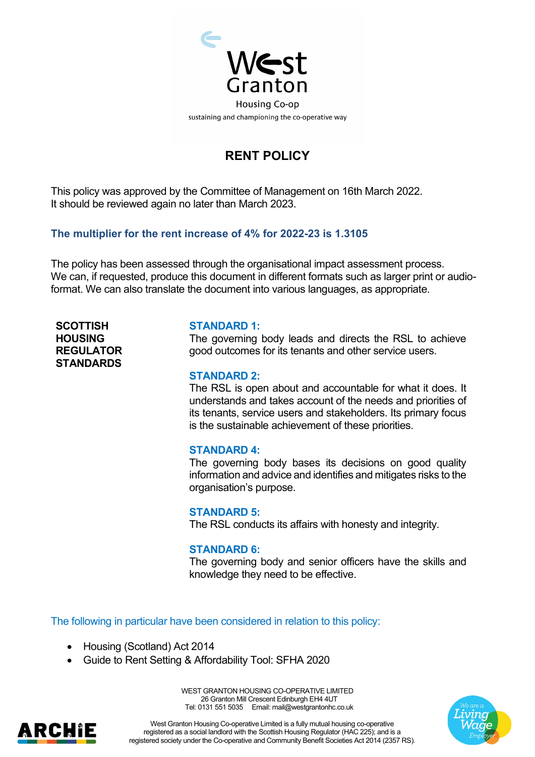West Granton

Housing Co-op

sustaining and championing the co-operative way

# RENT POLICY

This policy was approved by the Committee of Management on 16th March 2022.
It should be reviewed again no later than March 2023.

**The multiplier for the rent increase of 4% for 2022-23 is 1.3105**

The policy has been assessed through the organisational impact assessment process. We can, if requested, produce this document in different formats such as larger print or audio-format. We can also translate the document into various languages, as appropriate.

**SCOTTISH HOUSING REGULATOR STANDARDS**

**STANDARD 1:**
The governing body leads and directs the RSL to achieve good outcomes for its tenants and other service users.

**STANDARD 2:**
The RSL is open about and accountable for what it does. It understands and takes account of the needs and priorities of its tenants, service users and stakeholders. Its primary focus is the sustainable achievement of these priorities.

**STANDARD 4:**
The governing body bases its decisions on good quality information and advice and identifies and mitigates risks to the organisation's purpose.

**STANDARD 5:**
The RSL conducts its affairs with honesty and integrity.

**STANDARD 6:**
The governing body and senior officers have the skills and knowledge they need to be effective.

The following in particular have been considered in relation to this policy:

- Housing (Scotland) Act 2014
- Guide to Rent Setting & Affordability Tool: SFHA 2020

WEST GRANTON HOUSING CO-OPERATIVE LIMITED
26 Granton Mill Crescent Edinburgh EH4 4UT
Tel: 0131 551 5035 Email: mail@westgrantonhc.co.uk

West Granton Housing Co-operative Limited is a fully mutual housing co-operative registered as a social landlord with the Scottish Housing Regulator (HAC 225); and is a registered society under the Co-operative and Community Benefit Societies Act 2014 (2357 RS).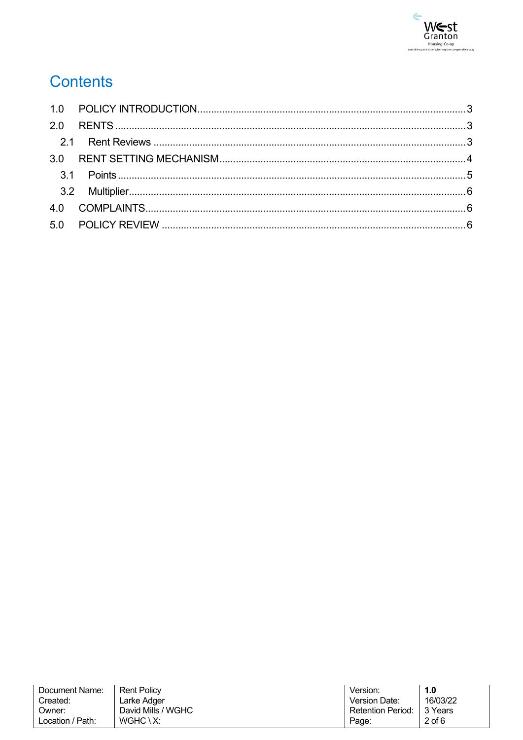# Contents

1.0 POLICY INTRODUCTION ........ 3
2.0 RENTS ........ 3
 2.1 Rent Reviews ........ 3
3.0 RENT SETTING MECHANISM ........ 4
 3.1 Points ........ 5
 3.2 Multiplier ........ 6
4.0 COMPLAINTS ........ 6
5.0 POLICY REVIEW ........ 6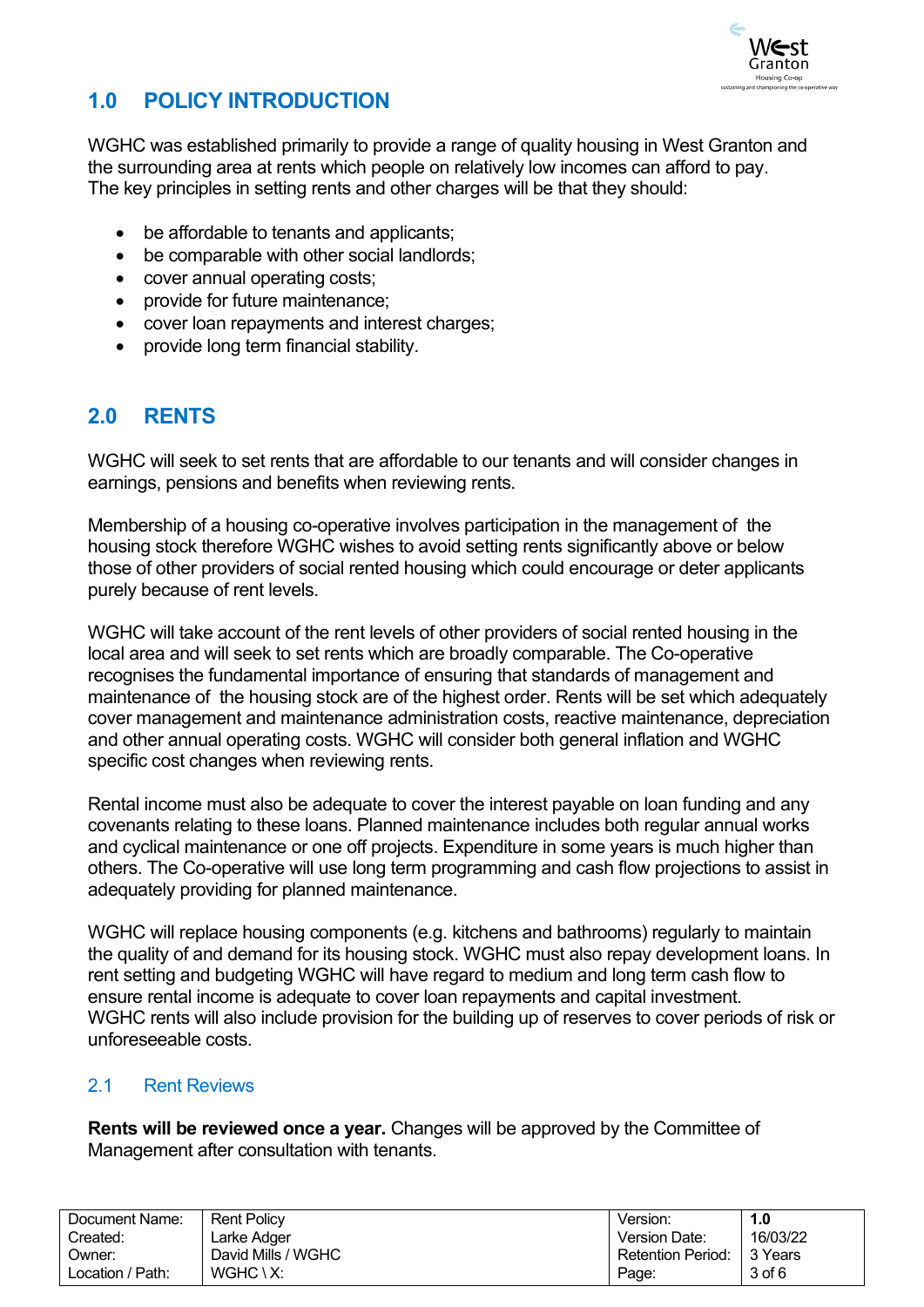## 1.0 POLICY INTRODUCTION

WGHC was established primarily to provide a range of quality housing in West Granton and the surrounding area at rents which people on relatively low incomes can afford to pay. The key principles in setting rents and other charges will be that they should:

- be affordable to tenants and applicants;
- be comparable with other social landlords;
- cover annual operating costs;
- provide for future maintenance;
- cover loan repayments and interest charges;
- provide long term financial stability.

## 2.0 RENTS

WGHC will seek to set rents that are affordable to our tenants and will consider changes in earnings, pensions and benefits when reviewing rents.

Membership of a housing co-operative involves participation in the management of the housing stock therefore WGHC wishes to avoid setting rents significantly above or below those of other providers of social rented housing which could encourage or deter applicants purely because of rent levels.

WGHC will take account of the rent levels of other providers of social rented housing in the local area and will seek to set rents which are broadly comparable. The Co-operative recognises the fundamental importance of ensuring that standards of management and maintenance of the housing stock are of the highest order. Rents will be set which adequately cover management and maintenance administration costs, reactive maintenance, depreciation and other annual operating costs. WGHC will consider both general inflation and WGHC specific cost changes when reviewing rents.

Rental income must also be adequate to cover the interest payable on loan funding and any covenants relating to these loans. Planned maintenance includes both regular annual works and cyclical maintenance or one off projects. Expenditure in some years is much higher than others. The Co-operative will use long term programming and cash flow projections to assist in adequately providing for planned maintenance.

WGHC will replace housing components (e.g. kitchens and bathrooms) regularly to maintain the quality of and demand for its housing stock. WGHC must also repay development loans. In rent setting and budgeting WGHC will have regard to medium and long term cash flow to ensure rental income is adequate to cover loan repayments and capital investment. WGHC rents will also include provision for the building up of reserves to cover periods of risk or unforeseeable costs.

### 2.1 Rent Reviews

**Rents will be reviewed once a year.** Changes will be approved by the Committee of Management after consultation with tenants.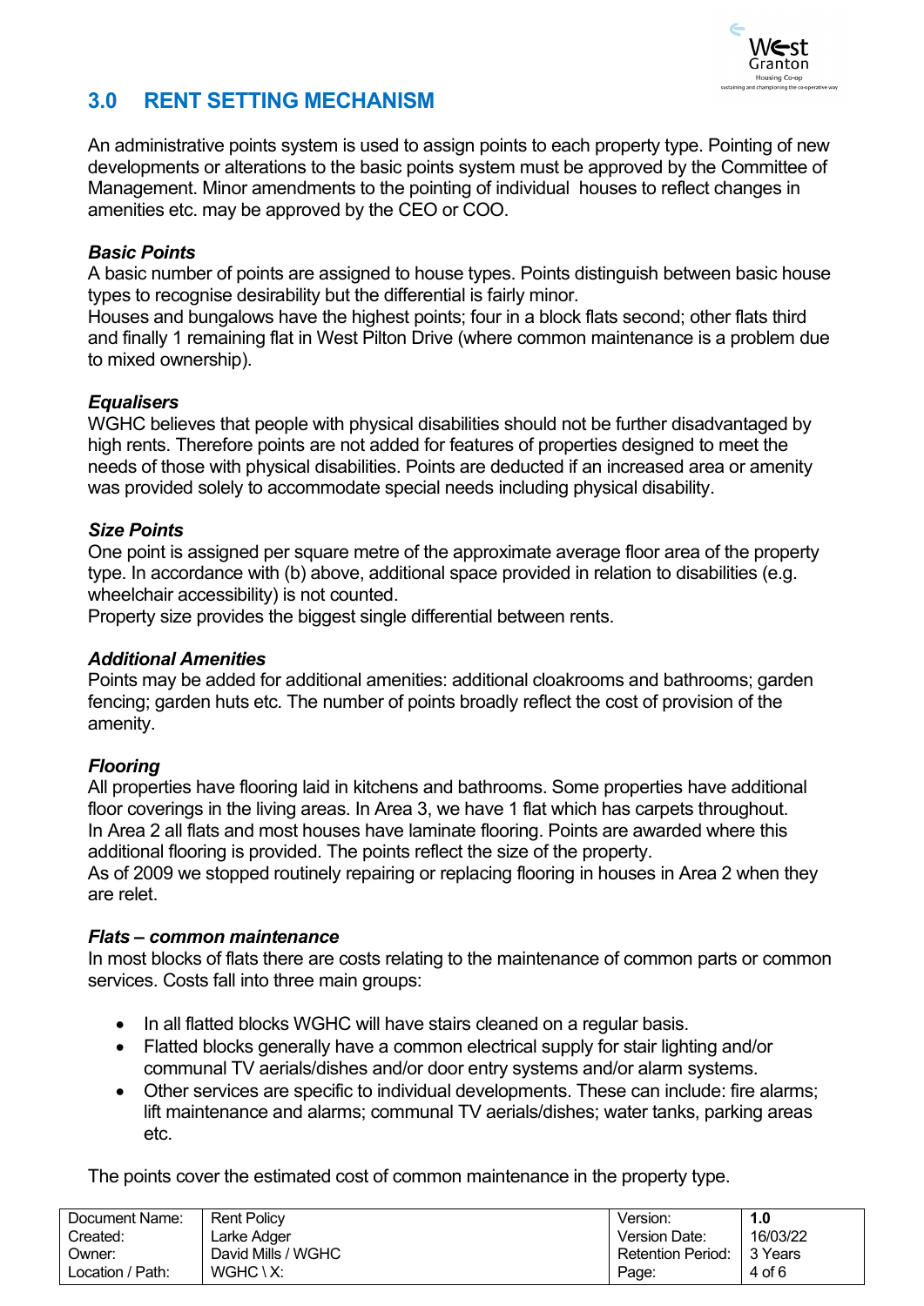## 3.0 RENT SETTING MECHANISM

An administrative points system is used to assign points to each property type. Pointing of new developments or alterations to the basic points system must be approved by the Committee of Management. Minor amendments to the pointing of individual houses to reflect changes in amenities etc. may be approved by the CEO or COO.

### *Basic Points*

A basic number of points are assigned to house types. Points distinguish between basic house types to recognise desirability but the differential is fairly minor.
Houses and bungalows have the highest points; four in a block flats second; other flats third and finally 1 remaining flat in West Pilton Drive (where common maintenance is a problem due to mixed ownership).

### *Equalisers*

WGHC believes that people with physical disabilities should not be further disadvantaged by high rents. Therefore points are not added for features of properties designed to meet the needs of those with physical disabilities. Points are deducted if an increased area or amenity was provided solely to accommodate special needs including physical disability.

### *Size Points*

One point is assigned per square metre of the approximate average floor area of the property type. In accordance with (b) above, additional space provided in relation to disabilities (e.g. wheelchair accessibility) is not counted.
Property size provides the biggest single differential between rents.

### *Additional Amenities*

Points may be added for additional amenities: additional cloakrooms and bathrooms; garden fencing; garden huts etc. The number of points broadly reflect the cost of provision of the amenity.

### *Flooring*

All properties have flooring laid in kitchens and bathrooms. Some properties have additional floor coverings in the living areas. In Area 3, we have 1 flat which has carpets throughout. In Area 2 all flats and most houses have laminate flooring. Points are awarded where this additional flooring is provided. The points reflect the size of the property.
As of 2009 we stopped routinely repairing or replacing flooring in houses in Area 2 when they are relet.

### *Flats – common maintenance*

In most blocks of flats there are costs relating to the maintenance of common parts or common services. Costs fall into three main groups:

- In all flatted blocks WGHC will have stairs cleaned on a regular basis.
- Flatted blocks generally have a common electrical supply for stair lighting and/or communal TV aerials/dishes and/or door entry systems and/or alarm systems.
- Other services are specific to individual developments. These can include: fire alarms; lift maintenance and alarms; communal TV aerials/dishes; water tanks, parking areas etc.

The points cover the estimated cost of common maintenance in the property type.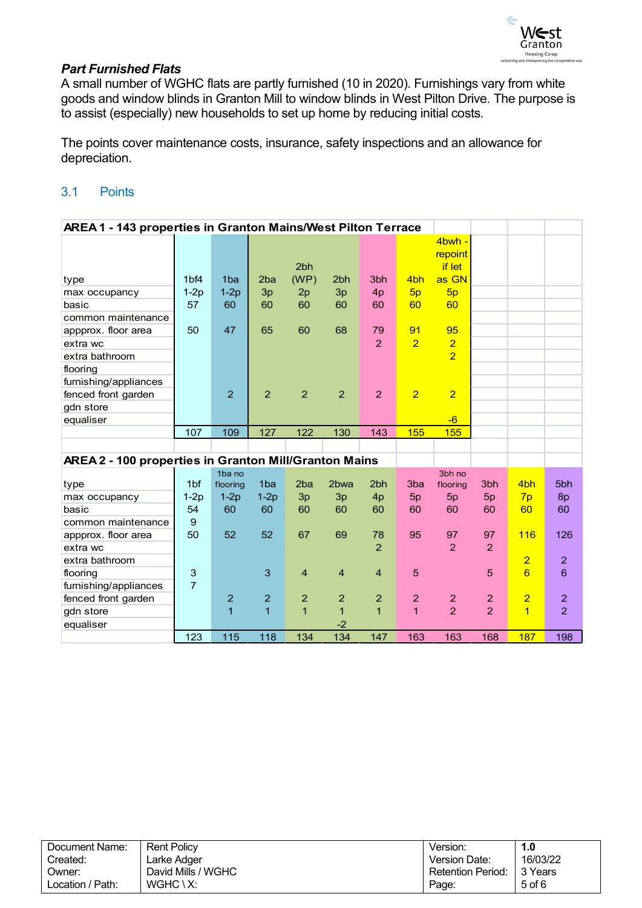### *Part Furnished Flats*

A small number of WGHC flats are partly furnished (10 in 2020). Furnishings vary from white goods and window blinds in Granton Mill to window blinds in West Pilton Drive. The purpose is to assist (especially) new households to set up home by reducing initial costs.

The points cover maintenance costs, insurance, safety inspections and an allowance for depreciation.

## 3.1 Points

**AREA 1 - 143 properties in Granton Mains/West Pilton Terrace**

| | | | | | | | | |
|---|---|---|---|---|---|---|---|---|
| type | 1bf4 | 1ba | 2ba | 2bh (WP) | 2bh | 3bh | 4bh | 4bwh - repoint if let as GN |
| max occupancy | 1-2p | 1-2p | 3p | 2p | 3p | 4p | 5p | 5p |
| basic | 57 | 60 | 60 | 60 | 60 | 60 | 60 | 60 |
| common maintenance | | | | | | | | |
| appprox. floor area | 50 | 47 | 65 | 60 | 68 | 79 | 91 | 95 |
| extra wc | | | | | | 2 | 2 | 2 |
| extra bathroom | | | | | | | | 2 |
| flooring | | | | | | | | |
| furnishing/appliances | | | | | | | | |
| fenced front garden | | 2 | 2 | 2 | 2 | 2 | 2 | 2 |
| gdn store | | | | | | | | |
| equaliser | | | | | | | | -6 |
| | 107 | 109 | 127 | 122 | 130 | 143 | 155 | 155 |

**AREA 2 - 100 properties in Granton Mill/Granton Mains**

| | | | | | | | | | | | |
|---|---|---|---|---|---|---|---|---|---|---|---|
| type | 1bf | 1ba no flooring | 1ba | 2ba | 2bwa | 2bh | 3ba | 3bh no flooring | 3bh | 4bh | 5bh |
| max occupancy | 1-2p | 1-2p | 1-2p | 3p | 3p | 4p | 5p | 5p | 5p | 7p | 8p |
| basic | 54 | 60 | 60 | 60 | 60 | 60 | 60 | 60 | 60 | 60 | 60 |
| common maintenance | 9 | | | | | | | | | | |
| appprox. floor area | 50 | 52 | 52 | 67 | 69 | 78 | 95 | 97 | 97 | 116 | 126 |
| extra wc | | | | | | 2 | | 2 | 2 | | |
| extra bathroom | | | | | | | | | | 2 | 2 |
| flooring | 3 | | 3 | 4 | 4 | 4 | 5 | | 5 | 6 | 6 |
| furnishing/appliances | 7 | | | | | | | | | | |
| fenced front garden | | 2 | 2 | 2 | 2 | 2 | 2 | 2 | 2 | 2 | 2 |
| gdn store | | 1 | 1 | 1 | 1 | 1 | 1 | 2 | 2 | 1 | 2 |
| equaliser | | | | | -2 | | | | | | |
| | 123 | 115 | 118 | 134 | 134 | 147 | 163 | 163 | 168 | 187 | 198 |

| | | | |
|---|---|---|---|
| Document Name: | Rent Policy | Version: | **1.0** |
| Created: | Larke Adger | Version Date: | 16/03/22 |
| Owner: | David Mills / WGHC | Retention Period: | 3 Years |
| Location / Path: | WGHC \ X: | Page: | 5 of 6 |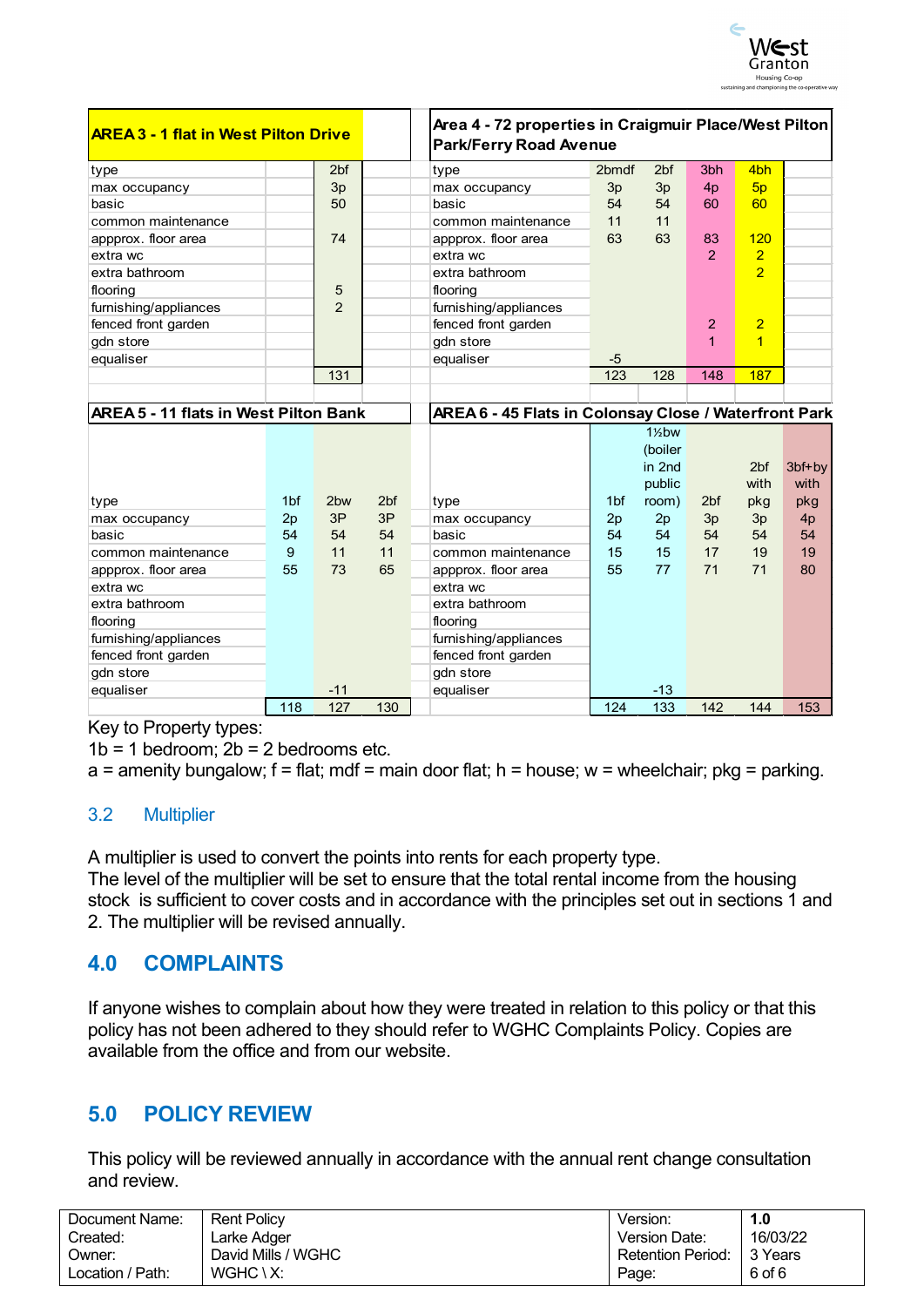| AREA 3 - 1 flat in West Pilton Drive | | | |
|---|---|---|---|
| type | | 2bf | |
| max occupancy | | 3p | |
| basic | | 50 | |
| common maintenance | | | |
| appprox. floor area | | 74 | |
| extra wc | | | |
| extra bathroom | | | |
| flooring | | 5 | |
| furnishing/appliances | | 2 | |
| fenced front garden | | | |
| gdn store | | | |
| equaliser | | | |
| | | 131 | |

| Area 4 - 72 properties in Craigmuir Place/West Pilton Park/Ferry Road Avenue | | | | | |
|---|---|---|---|---|---|
| type | 2bmdf | 2bf | 3bh | 4bh | |
| max occupancy | 3p | 3p | 4p | 5p | |
| basic | 54 | 54 | 60 | 60 | |
| common maintenance | 11 | 11 | | | |
| appprox. floor area | 63 | 63 | 83 | 120 | |
| extra wc | | | 2 | 2 | |
| extra bathroom | | | | 2 | |
| flooring | | | | | |
| furnishing/appliances | | | | | |
| fenced front garden | | | 2 | 2 | |
| gdn store | | | 1 | 1 | |
| equaliser | -5 | | | | |
| | 123 | 128 | 148 | 187 | |

| AREA 5 - 11 flats in West Pilton Bank | | | |
|---|---|---|---|
| type | 1bf | 2bw | 2bf |
| max occupancy | 2p | 3P | 3P |
| basic | 54 | 54 | 54 |
| common maintenance | 9 | 11 | 11 |
| appprox. floor area | 55 | 73 | 65 |
| extra wc | | | |
| extra bathroom | | | |
| flooring | | | |
| furnishing/appliances | | | |
| fenced front garden | | | |
| gdn store | | | |
| equaliser | | -11 | |
| | 118 | 127 | 130 |

| AREA 6 - 45 Flats in Colonsay Close / Waterfront Park | | | | | |
|---|---|---|---|---|---|
| type | 1bf | 1½bw (boiler in 2nd public room) | 2bf | 2bf with pkg | 3bf+by with pkg |
| max occupancy | 2p | 2p | 3p | 3p | 4p |
| basic | 54 | 54 | 54 | 54 | 54 |
| common maintenance | 15 | 15 | 17 | 19 | 19 |
| appprox. floor area | 55 | 77 | 71 | 71 | 80 |
| extra wc | | | | | |
| extra bathroom | | | | | |
| flooring | | | | | |
| furnishing/appliances | | | | | |
| fenced front garden | | | | | |
| gdn store | | | | | |
| equaliser | | -13 | | | |
| | 124 | 133 | 142 | 144 | 153 |

Key to Property types:
1b = 1 bedroom; 2b = 2 bedrooms etc.
a = amenity bungalow; f = flat; mdf = main door flat; h = house; w = wheelchair; pkg = parking.

### 3.2 Multiplier

A multiplier is used to convert the points into rents for each property type.
The level of the multiplier will be set to ensure that the total rental income from the housing stock is sufficient to cover costs and in accordance with the principles set out in sections 1 and 2. The multiplier will be revised annually.

## 4.0 COMPLAINTS

If anyone wishes to complain about how they were treated in relation to this policy or that this policy has not been adhered to they should refer to WGHC Complaints Policy. Copies are available from the office and from our website.

## 5.0 POLICY REVIEW

This policy will be reviewed annually in accordance with the annual rent change consultation and review.

| | | | |
|---|---|---|---|
| Document Name: | Rent Policy | Version: | **1.0** |
| Created: | Larke Adger | Version Date: | 16/03/22 |
| Owner: | David Mills / WGHC | Retention Period: | 3 Years |
| Location / Path: | WGHC \ X: | Page: | 6 of 6 |